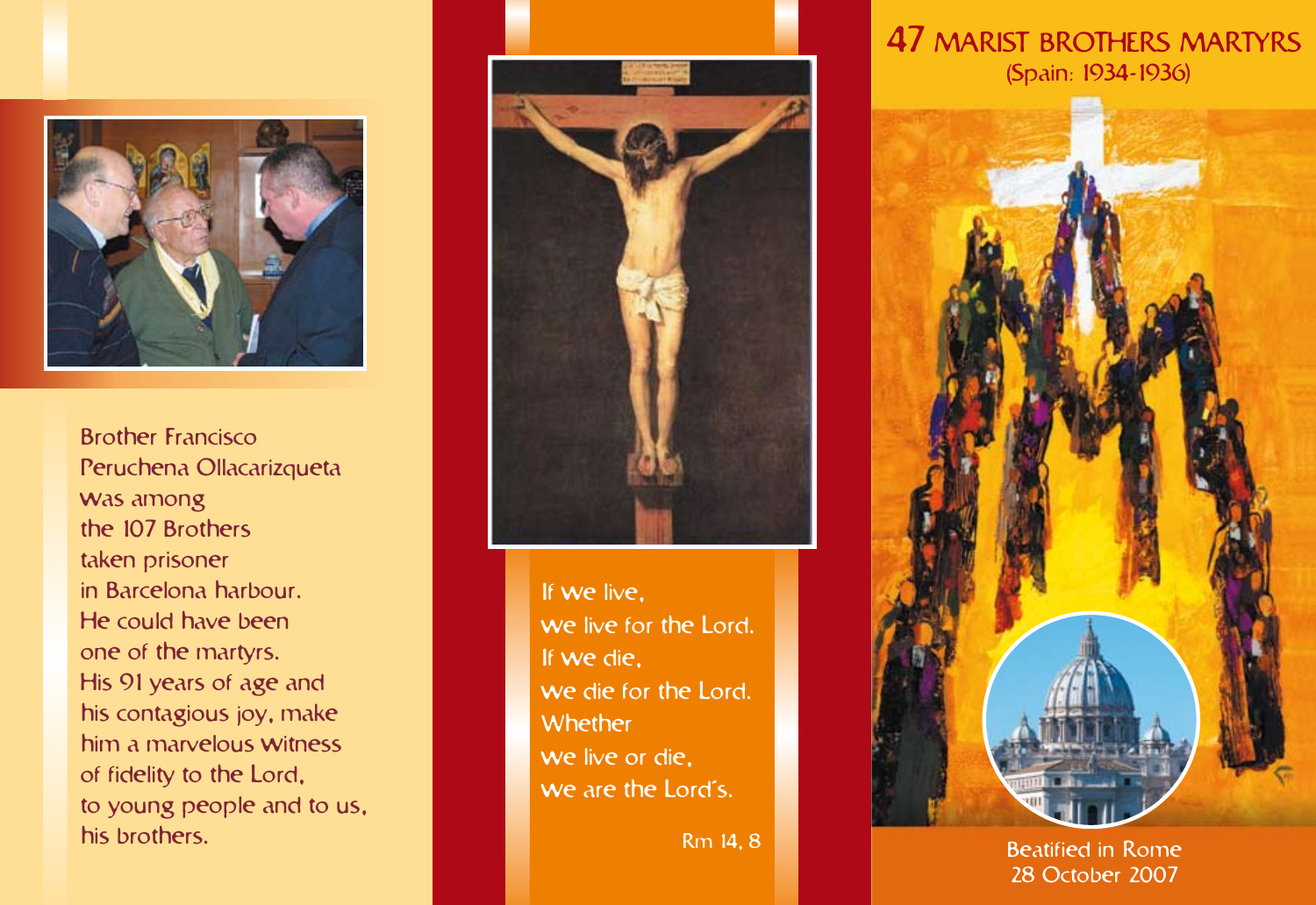Brother Francisco Peruchena Ollacarizqueta was among the 107 Brothers taken prisoner in Barcelona harbour. He could have been one of the martyrs. His 91 years of age and his contagious joy, make him a marvelous witness of fidelity to the Lord, to young people and to us, his brothers.

If we live,
we live for the Lord.
If we die,
we die for the Lord.
Whether
we live or die,
we are the Lord's.

Rm 14, 8

# 47 MARIST BROTHERS MARTYRS

(Spain: 1934-1936)

Beatified in Rome
28 October 2007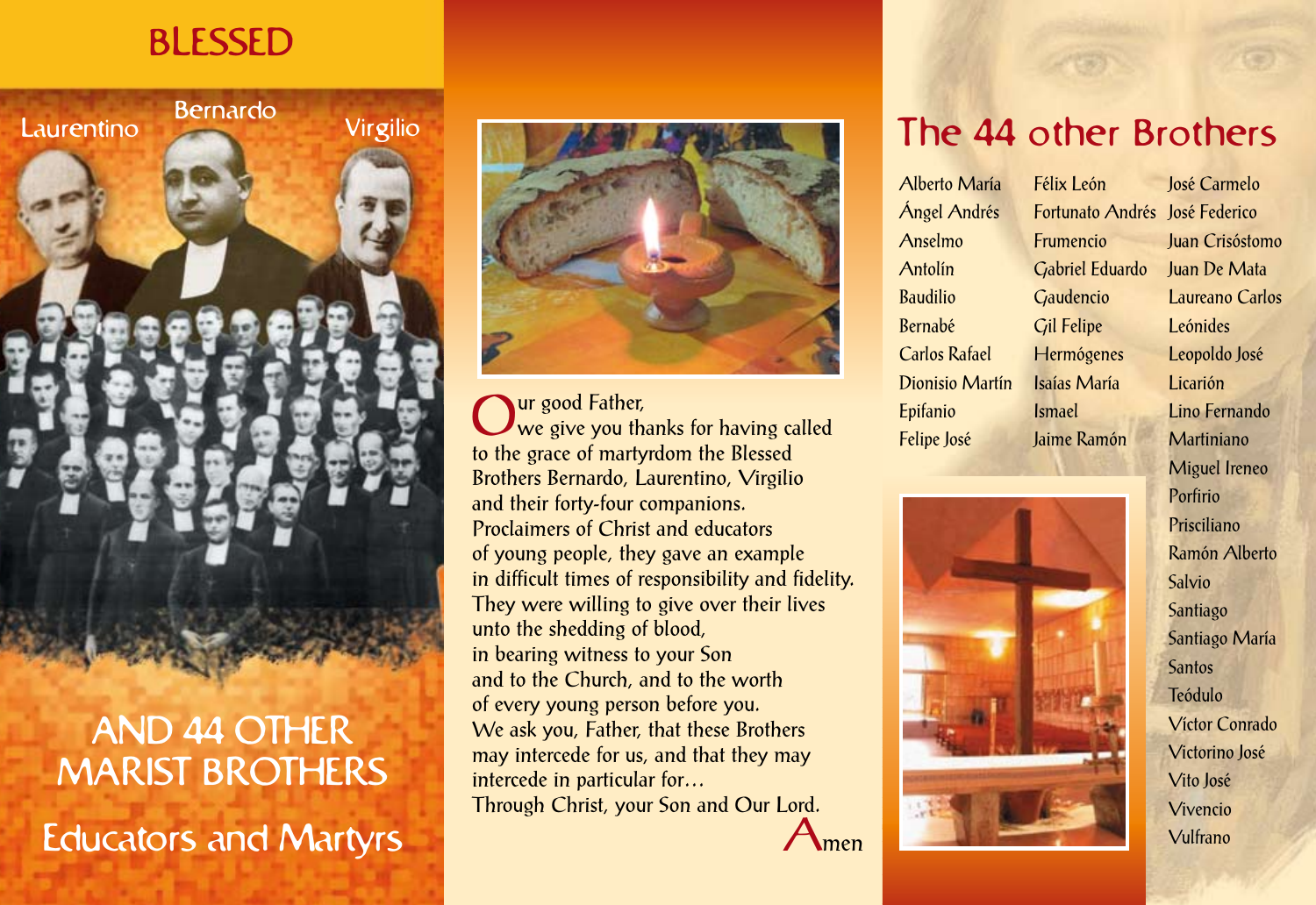# BLESSED

Laurentino Bernardo Virgilio

## AND 44 OTHER MARIST BROTHERS

## Educators and Martyrs

Our good Father,
we give you thanks for having called
to the grace of martyrdom the Blessed
Brothers Bernardo, Laurentino, Virgilio
and their forty-four companions.
Proclaimers of Christ and educators
of young people, they gave an example
in difficult times of responsibility and fidelity.
They were willing to give over their lives
unto the shedding of blood,
in bearing witness to your Son
and to the Church, and to the worth
of every young person before you.
We ask you, Father, that these Brothers
may intercede for us, and that they may
intercede in particular for…
Through Christ, your Son and Our Lord.
Amen

## The 44 other Brothers

Alberto María
Ángel Andrés
Anselmo
Antolín
Baudilio
Bernabé
Carlos Rafael
Dionisio Martín
Epifanio
Felipe José
Félix León
Fortunato Andrés
Frumencio
Gabriel Eduardo
Gaudencio
Gil Felipe
Hermógenes
Isaías María
Ismael
Jaime Ramón
José Carmelo
José Federico
Juan Crisóstomo
Juan De Mata
Laureano Carlos
Leónides
Leopoldo José
Licarión
Lino Fernando
Martiniano
Miguel Ireneo
Porfirio
Prisciliano
Ramón Alberto
Salvio
Santiago
Santiago María
Santos
Teódulo
Víctor Conrado
Victorino José
Vito José
Vivencio
Vulfrano